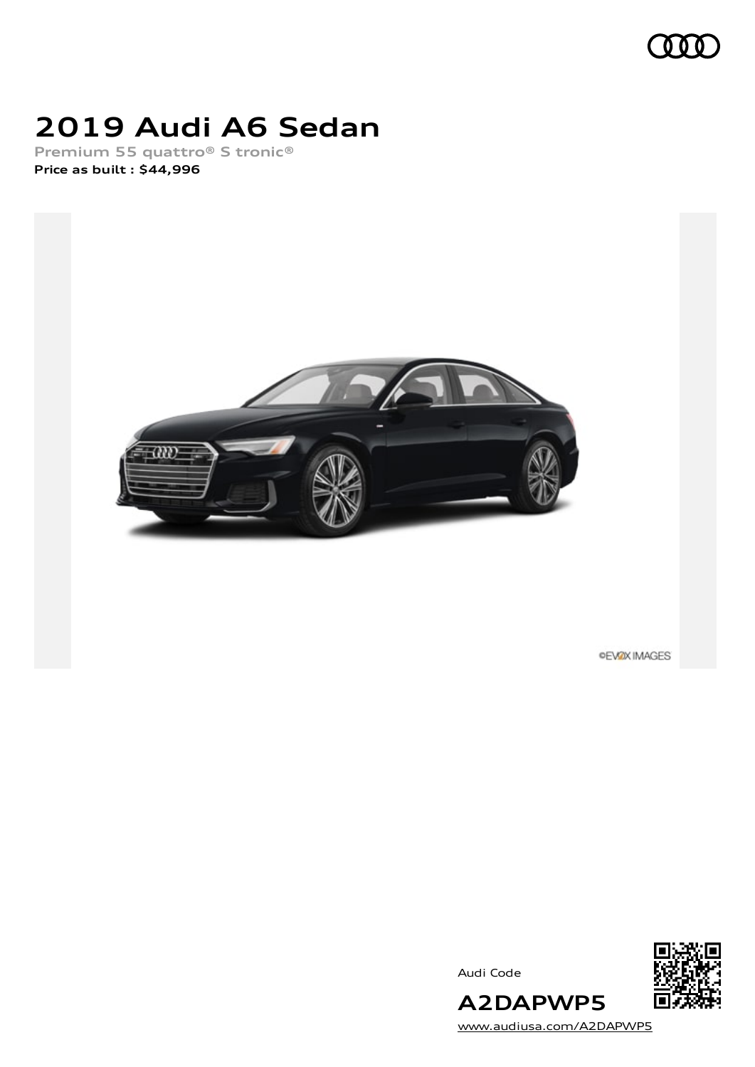# 2019 Audi A6 Sedan

Premium 55 quattro® S tronic®

**Price as built : $44,996**

©EVOX IMAGES

Audi Code

**A2DAPWP5**

www.audiusa.com/A2DAPWP5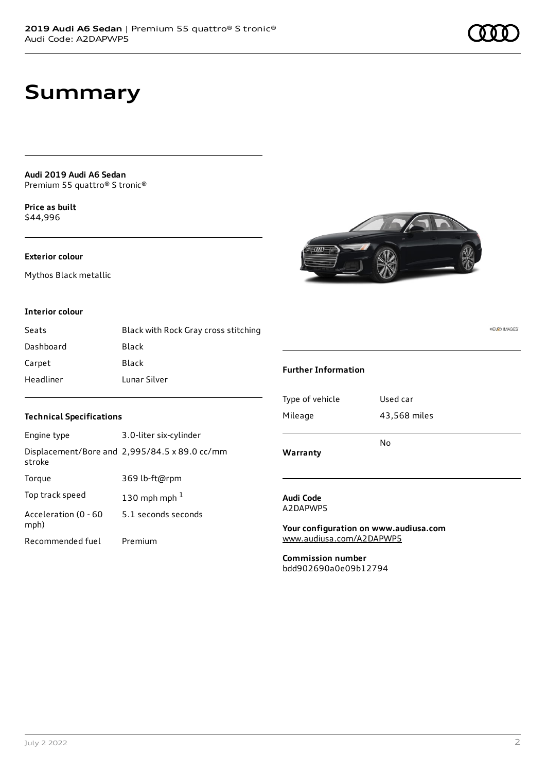# Summary

**Audi 2019 Audi A6 Sedan**
Premium 55 quattro® S tronic®

**Price as built**
$44,996

**Exterior colour**

Mythos Black metallic

**Interior colour**

| Seats | Black with Rock Gray cross stitching |
| --- | --- |
| Dashboard | Black |
| Carpet | Black |
| Headliner | Lunar Silver |

**Technical Specifications**

| Engine type | 3.0-liter six-cylinder |
| --- | --- |
| Displacement/Bore and stroke | 2,995/84.5 x 89.0 cc/mm |
| Torque | 369 lb-ft@rpm |
| Top track speed | 130 mph mph [1] |
| Acceleration (0 - 60 mph) | 5.1 seconds seconds |
| Recommended fuel | Premium |

©EVOX IMAGES

**Further Information**

| Type of vehicle | Used car |
| --- | --- |
| Mileage | 43,568 miles |
| **Warranty** | No |

**Audi Code**
A2DAPWP5

**Your configuration on www.audiusa.com**
www.audiusa.com/A2DAPWP5

**Commission number**
bdd902690a0e09b12794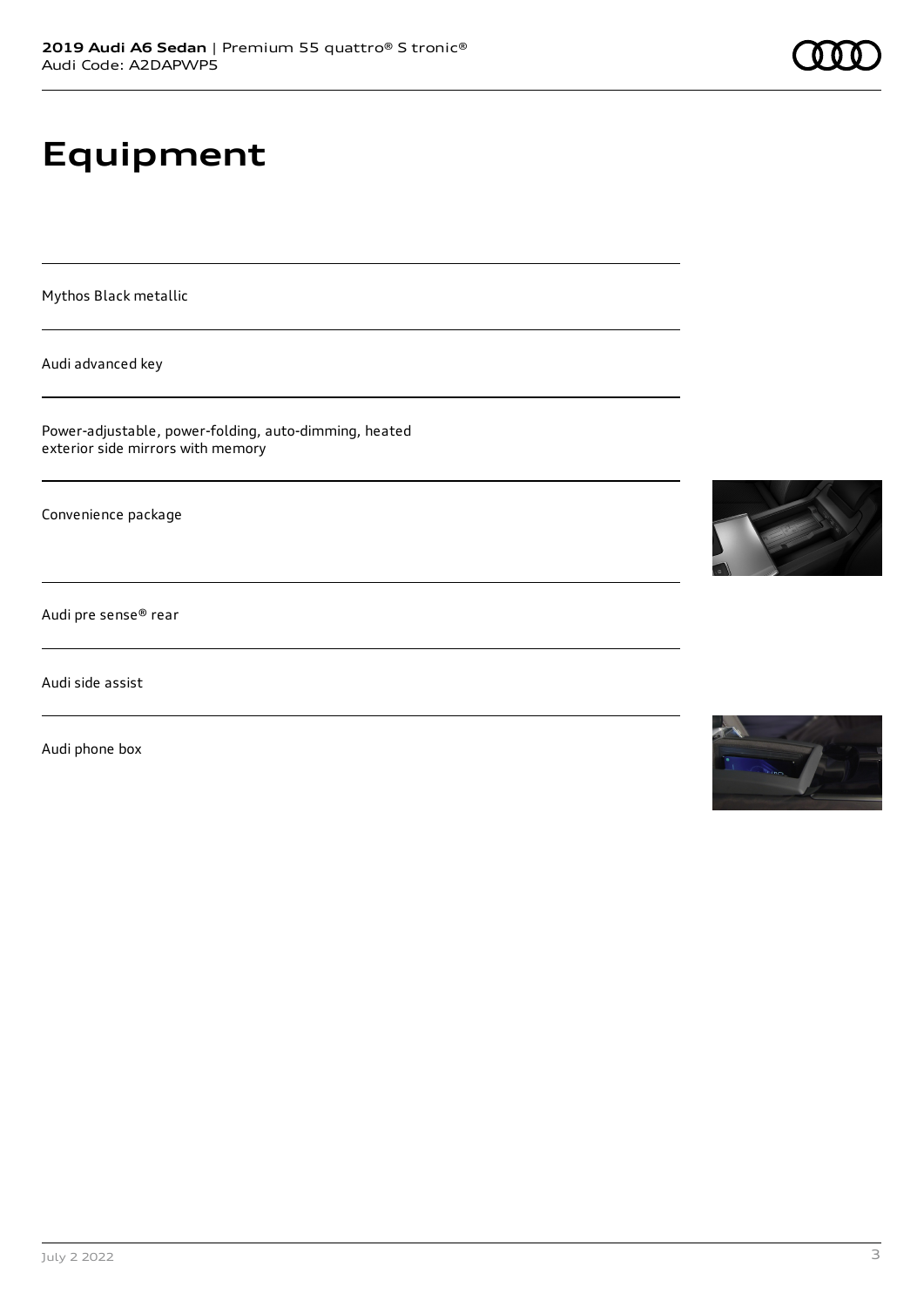# Equipment

Mythos Black metallic

Audi advanced key

Power-adjustable, power-folding, auto-dimming, heated exterior side mirrors with memory

Convenience package

Audi pre sense® rear

Audi side assist

Audi phone box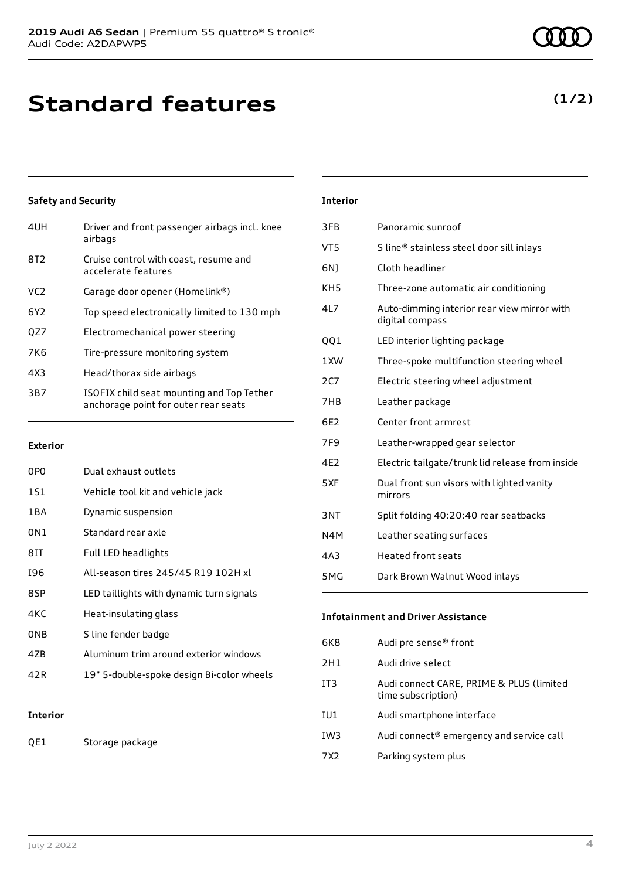# Standard features

**(1/2)**

### Safety and Security

| | |
|---|---|
| 4UH | Driver and front passenger airbags incl. knee airbags |
| 8T2 | Cruise control with coast, resume and accelerate features |
| VC2 | Garage door opener (Homelink®) |
| 6Y2 | Top speed electronically limited to 130 mph |
| QZ7 | Electromechanical power steering |
| 7K6 | Tire-pressure monitoring system |
| 4X3 | Head/thorax side airbags |
| 3B7 | ISOFIX child seat mounting and Top Tether anchorage point for outer rear seats |

### Exterior

| | |
|---|---|
| 0P0 | Dual exhaust outlets |
| 1S1 | Vehicle tool kit and vehicle jack |
| 1BA | Dynamic suspension |
| 0N1 | Standard rear axle |
| 8IT | Full LED headlights |
| I96 | All-season tires 245/45 R19 102H xl |
| 8SP | LED taillights with dynamic turn signals |
| 4KC | Heat-insulating glass |
| 0NB | S line fender badge |
| 4ZB | Aluminum trim around exterior windows |
| 42R | 19" 5-double-spoke design Bi-color wheels |

### Interior

| | |
|---|---|
| QE1 | Storage package |
| 3FB | Panoramic sunroof |
| VT5 | S line® stainless steel door sill inlays |
| 6NJ | Cloth headliner |
| KH5 | Three-zone automatic air conditioning |
| 4L7 | Auto-dimming interior rear view mirror with digital compass |
| QQ1 | LED interior lighting package |
| 1XW | Three-spoke multifunction steering wheel |
| 2C7 | Electric steering wheel adjustment |
| 7HB | Leather package |
| 6E2 | Center front armrest |
| 7F9 | Leather-wrapped gear selector |
| 4E2 | Electric tailgate/trunk lid release from inside |
| 5XF | Dual front sun visors with lighted vanity mirrors |
| 3NT | Split folding 40:20:40 rear seatbacks |
| N4M | Leather seating surfaces |
| 4A3 | Heated front seats |
| 5MG | Dark Brown Walnut Wood inlays |

### Infotainment and Driver Assistance

| | |
|---|---|
| 6K8 | Audi pre sense® front |
| 2H1 | Audi drive select |
| IT3 | Audi connect CARE, PRIME & PLUS (limited time subscription) |
| IU1 | Audi smartphone interface |
| IW3 | Audi connect® emergency and service call |
| 7X2 | Parking system plus |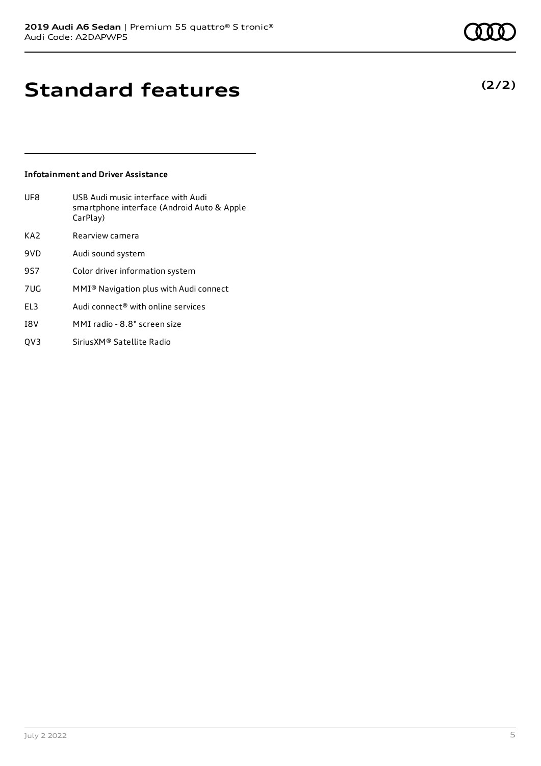# Standard features

**(2/2)**

### Infotainment and Driver Assistance

| | |
|---|---|
| UF8 | USB Audi music interface with Audi smartphone interface (Android Auto & Apple CarPlay) |
| KA2 | Rearview camera |
| 9VD | Audi sound system |
| 9S7 | Color driver information system |
| 7UG | MMI® Navigation plus with Audi connect |
| EL3 | Audi connect® with online services |
| I8V | MMI radio - 8.8" screen size |
| QV3 | SiriusXM® Satellite Radio |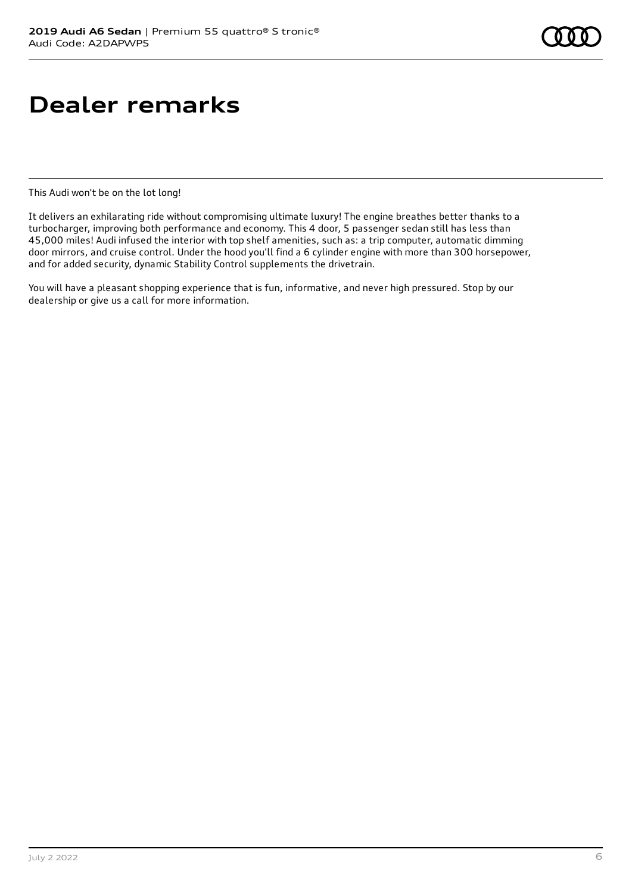# Dealer remarks

This Audi won't be on the lot long!

It delivers an exhilarating ride without compromising ultimate luxury! The engine breathes better thanks to a turbocharger, improving both performance and economy. This 4 door, 5 passenger sedan still has less than 45,000 miles! Audi infused the interior with top shelf amenities, such as: a trip computer, automatic dimming door mirrors, and cruise control. Under the hood you'll find a 6 cylinder engine with more than 300 horsepower, and for added security, dynamic Stability Control supplements the drivetrain.

You will have a pleasant shopping experience that is fun, informative, and never high pressured. Stop by our dealership or give us a call for more information.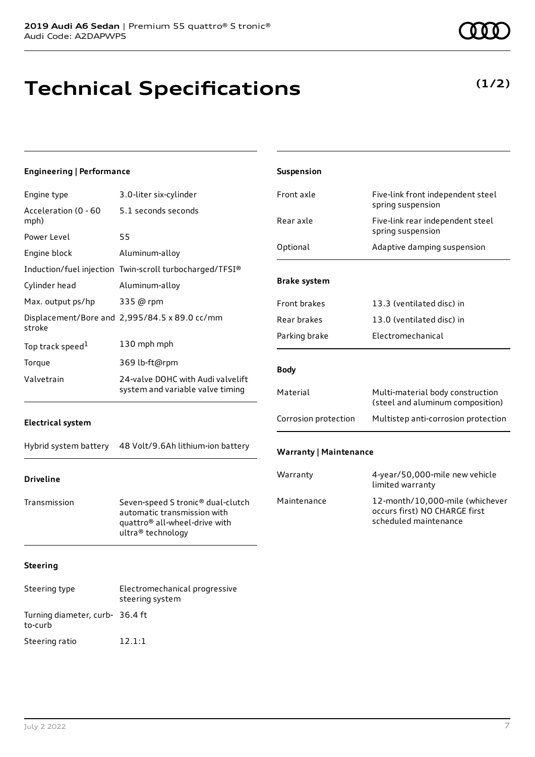# Technical Specifications

**(1/2)**

### Engineering | Performance

| | |
|---|---|
| Engine type | 3.0-liter six-cylinder |
| Acceleration (0 - 60 mph) | 5.1 seconds seconds |
| Power Level | 55 |
| Engine block | Aluminum-alloy |
| Induction/fuel injection | Twin-scroll turbocharged/TFSI® |
| Cylinder head | Aluminum-alloy |
| Max. output ps/hp | 335 @ rpm |
| Displacement/Bore and stroke | 2,995/84.5 x 89.0 cc/mm |
| Top track speed[1] | 130 mph mph |
| Torque | 369 lb-ft@rpm |
| Valvetrain | 24-valve DOHC with Audi valvelift system and variable valve timing |

### Electrical system

| | |
|---|---|
| Hybrid system battery | 48 Volt/9.6Ah lithium-ion battery |

### Driveline

| | |
|---|---|
| Transmission | Seven-speed S tronic® dual-clutch automatic transmission with quattro® all-wheel-drive with ultra® technology |

### Steering

| | |
|---|---|
| Steering type | Electromechanical progressive steering system |
| Turning diameter, curb-to-curb | 36.4 ft |
| Steering ratio | 12.1:1 |

### Suspension

| | |
|---|---|
| Front axle | Five-link front independent steel spring suspension |
| Rear axle | Five-link rear independent steel spring suspension |
| Optional | Adaptive damping suspension |

### Brake system

| | |
|---|---|
| Front brakes | 13.3 (ventilated disc) in |
| Rear brakes | 13.0 (ventilated disc) in |
| Parking brake | Electromechanical |

### Body

| | |
|---|---|
| Material | Multi-material body construction (steel and aluminum composition) |
| Corrosion protection | Multistep anti-corrosion protection |

### Warranty | Maintenance

| | |
|---|---|
| Warranty | 4-year/50,000-mile new vehicle limited warranty |
| Maintenance | 12-month/10,000-mile (whichever occurs first) NO CHARGE first scheduled maintenance |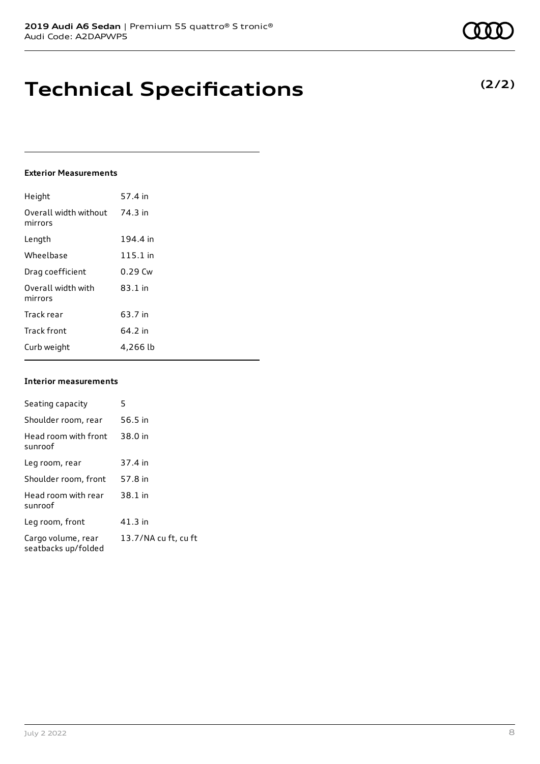# Technical Specifications

**(2/2)**

### Exterior Measurements

| | |
|---|---|
| Height | 57.4 in |
| Overall width without mirrors | 74.3 in |
| Length | 194.4 in |
| Wheelbase | 115.1 in |
| Drag coefficient | 0.29 Cw |
| Overall width with mirrors | 83.1 in |
| Track rear | 63.7 in |
| Track front | 64.2 in |
| Curb weight | 4,266 lb |

### Interior measurements

| | |
|---|---|
| Seating capacity | 5 |
| Shoulder room, rear | 56.5 in |
| Head room with front sunroof | 38.0 in |
| Leg room, rear | 37.4 in |
| Shoulder room, front | 57.8 in |
| Head room with rear sunroof | 38.1 in |
| Leg room, front | 41.3 in |
| Cargo volume, rear seatbacks up/folded | 13.7/NA cu ft, cu ft |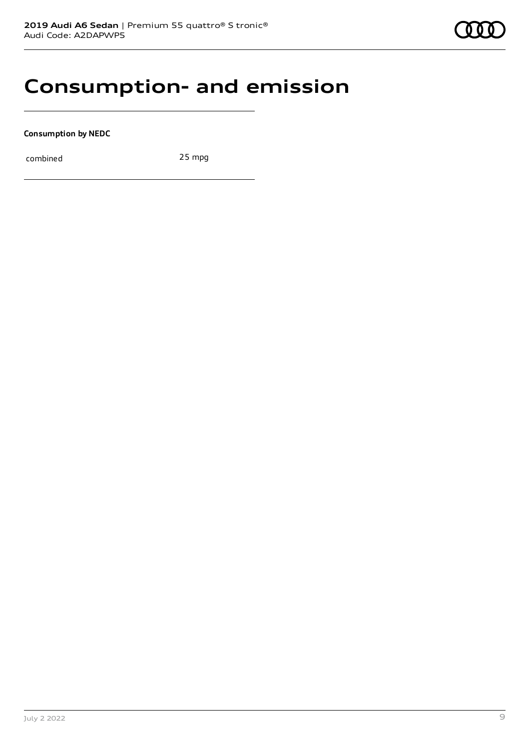# Consumption- and emission

**Consumption by NEDC**

| | |
|---|---|
| combined | 25 mpg |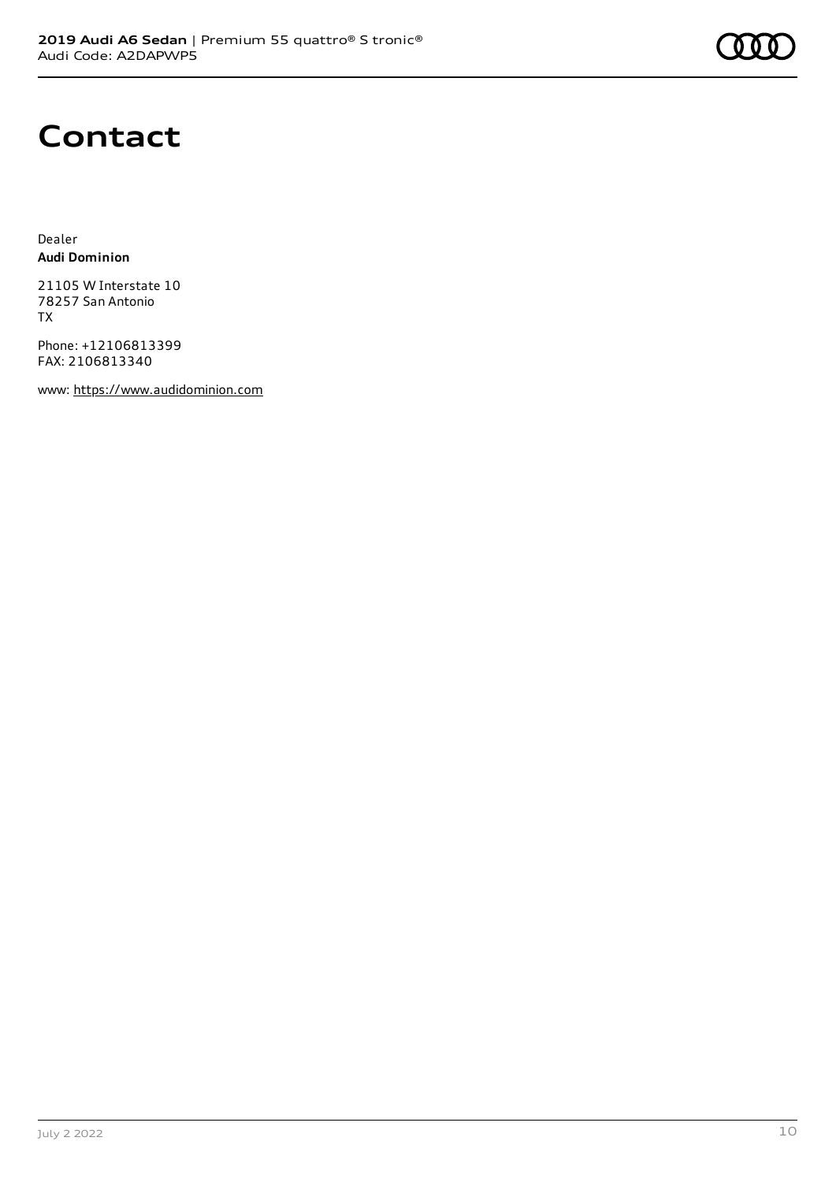# Contact

Dealer
**Audi Dominion**

21105 W Interstate 10
78257 San Antonio
TX

Phone: +12106813399
FAX: 2106813340

www: https://www.audidominion.com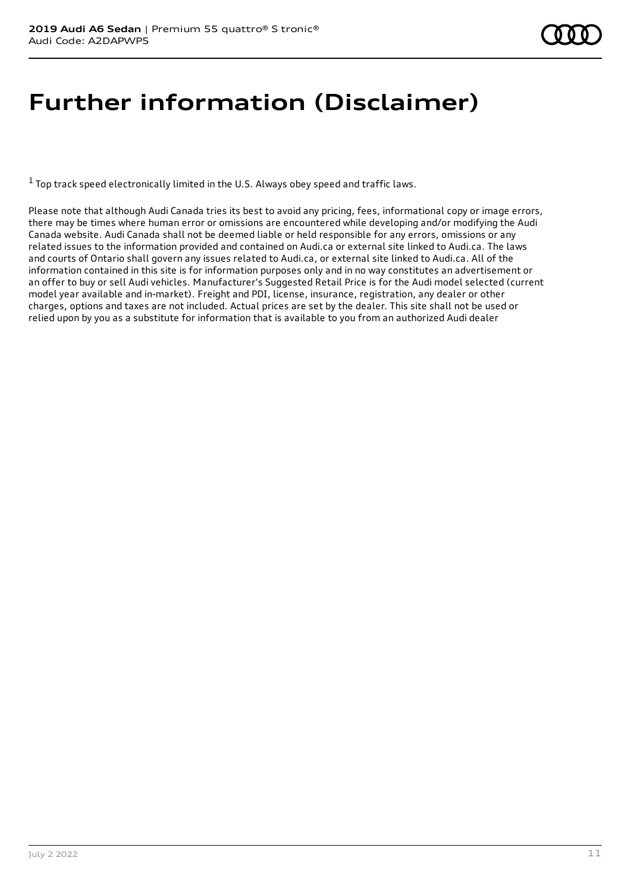# Further information (Disclaimer)

[1] Top track speed electronically limited in the U.S. Always obey speed and traffic laws.

Please note that although Audi Canada tries its best to avoid any pricing, fees, informational copy or image errors, there may be times where human error or omissions are encountered while developing and/or modifying the Audi Canada website. Audi Canada shall not be deemed liable or held responsible for any errors, omissions or any related issues to the information provided and contained on Audi.ca or external site linked to Audi.ca. The laws and courts of Ontario shall govern any issues related to Audi.ca, or external site linked to Audi.ca. All of the information contained in this site is for information purposes only and in no way constitutes an advertisement or an offer to buy or sell Audi vehicles. Manufacturer's Suggested Retail Price is for the Audi model selected (current model year available and in-market). Freight and PDI, license, insurance, registration, any dealer or other charges, options and taxes are not included. Actual prices are set by the dealer. This site shall not be used or relied upon by you as a substitute for information that is available to you from an authorized Audi dealer